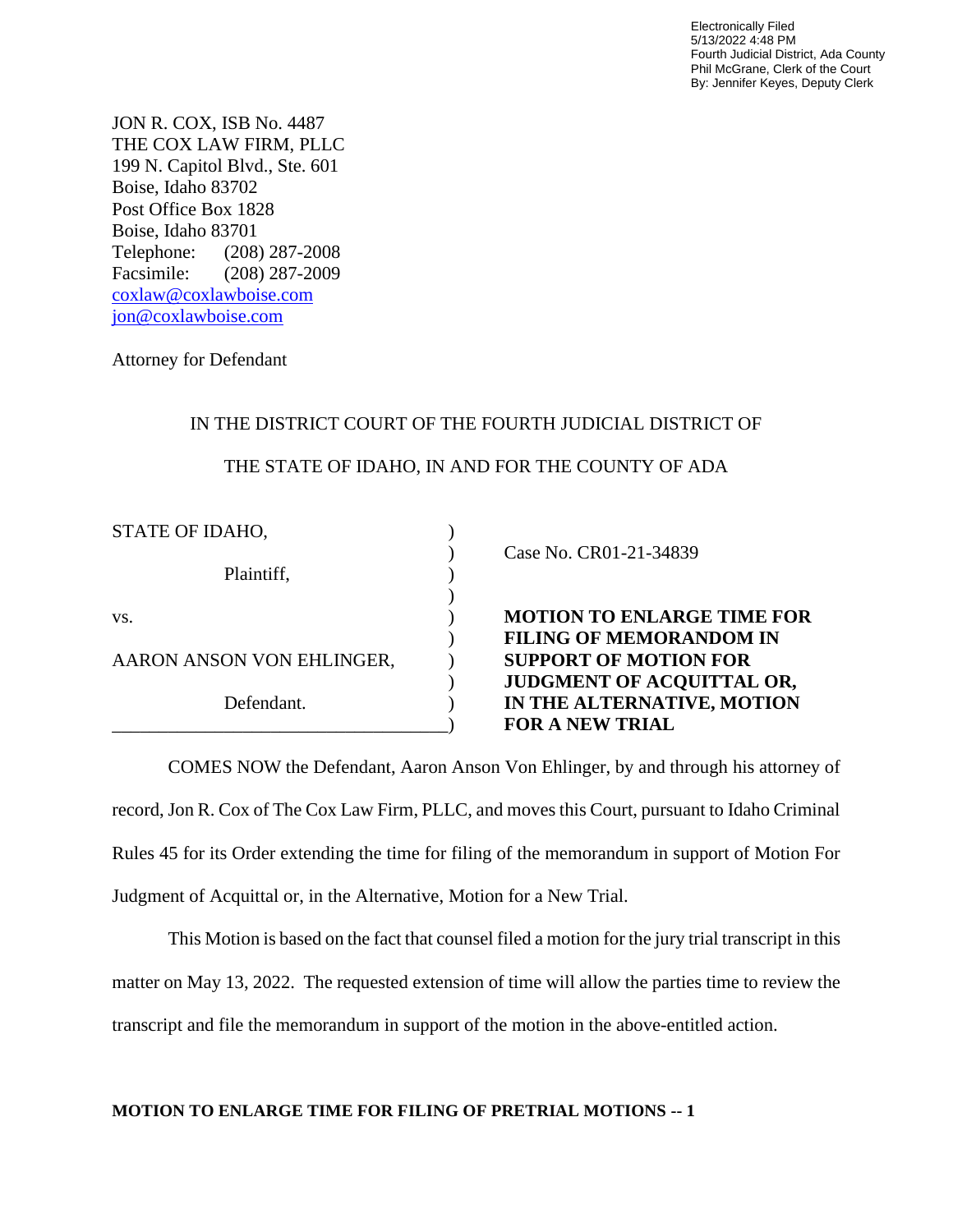Electronically Filed
5/13/2022 4:48 PM
Fourth Judicial District, Ada County
Phil McGrane, Clerk of the Court
By: Jennifer Keyes, Deputy Clerk

JON R. COX, ISB No. 4487
THE COX LAW FIRM, PLLC
199 N. Capitol Blvd., Ste. 601
Boise, Idaho 83702
Post Office Box 1828
Boise, Idaho 83701
Telephone: (208) 287-2008
Facsimile: (208) 287-2009
coxlaw@coxlawboise.com
jon@coxlawboise.com

Attorney for Defendant

IN THE DISTRICT COURT OF THE FOURTH JUDICIAL DISTRICT OF

THE STATE OF IDAHO, IN AND FOR THE COUNTY OF ADA

| | |
|---|---|
| STATE OF IDAHO,<br><br>Plaintiff,<br><br>vs.<br><br>AARON ANSON VON EHLINGER,<br><br>Defendant. | Case No. CR01-21-34839<br><br>**MOTION TO ENLARGE TIME FOR FILING OF MEMORANDUM IN SUPPORT OF MOTION FOR JUDGMENT OF ACQUITTAL OR, IN THE ALTERNATIVE, MOTION FOR A NEW TRIAL** |

COMES NOW the Defendant, Aaron Anson Von Ehlinger, by and through his attorney of record, Jon R. Cox of The Cox Law Firm, PLLC, and moves this Court, pursuant to Idaho Criminal Rules 45 for its Order extending the time for filing of the memorandum in support of Motion For Judgment of Acquittal or, in the Alternative, Motion for a New Trial.

This Motion is based on the fact that counsel filed a motion for the jury trial transcript in this matter on May 13, 2022. The requested extension of time will allow the parties time to review the transcript and file the memorandum in support of the motion in the above-entitled action.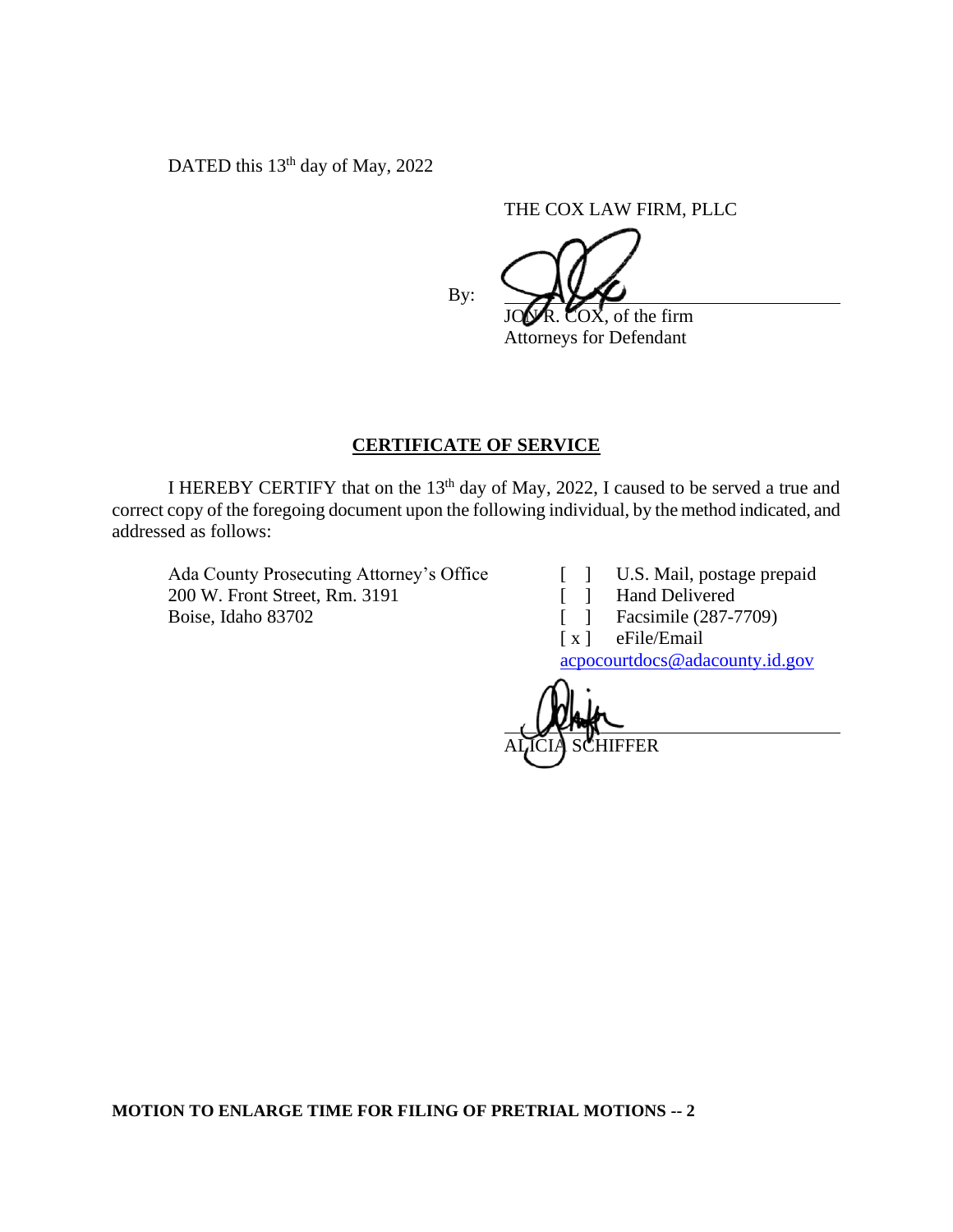DATED this 13th day of May, 2022

THE COX LAW FIRM, PLLC

By: ______________________________
JON R. COX, of the firm
Attorneys for Defendant

**CERTIFICATE OF SERVICE**

I HEREBY CERTIFY that on the 13th day of May, 2022, I caused to be served a true and correct copy of the foregoing document upon the following individual, by the method indicated, and addressed as follows:

Ada County Prosecuting Attorney's Office
200 W. Front Street, Rm. 3191
Boise, Idaho 83702

[ ] U.S. Mail, postage prepaid
[ ] Hand Delivered
[ ] Facsimile (287-7709)
[ x ] eFile/Email
acpocourtdocs@adacounty.id.gov

______________________________
ALICIA SCHIFFER

**MOTION TO ENLARGE TIME FOR FILING OF PRETRIAL MOTIONS -- 2**